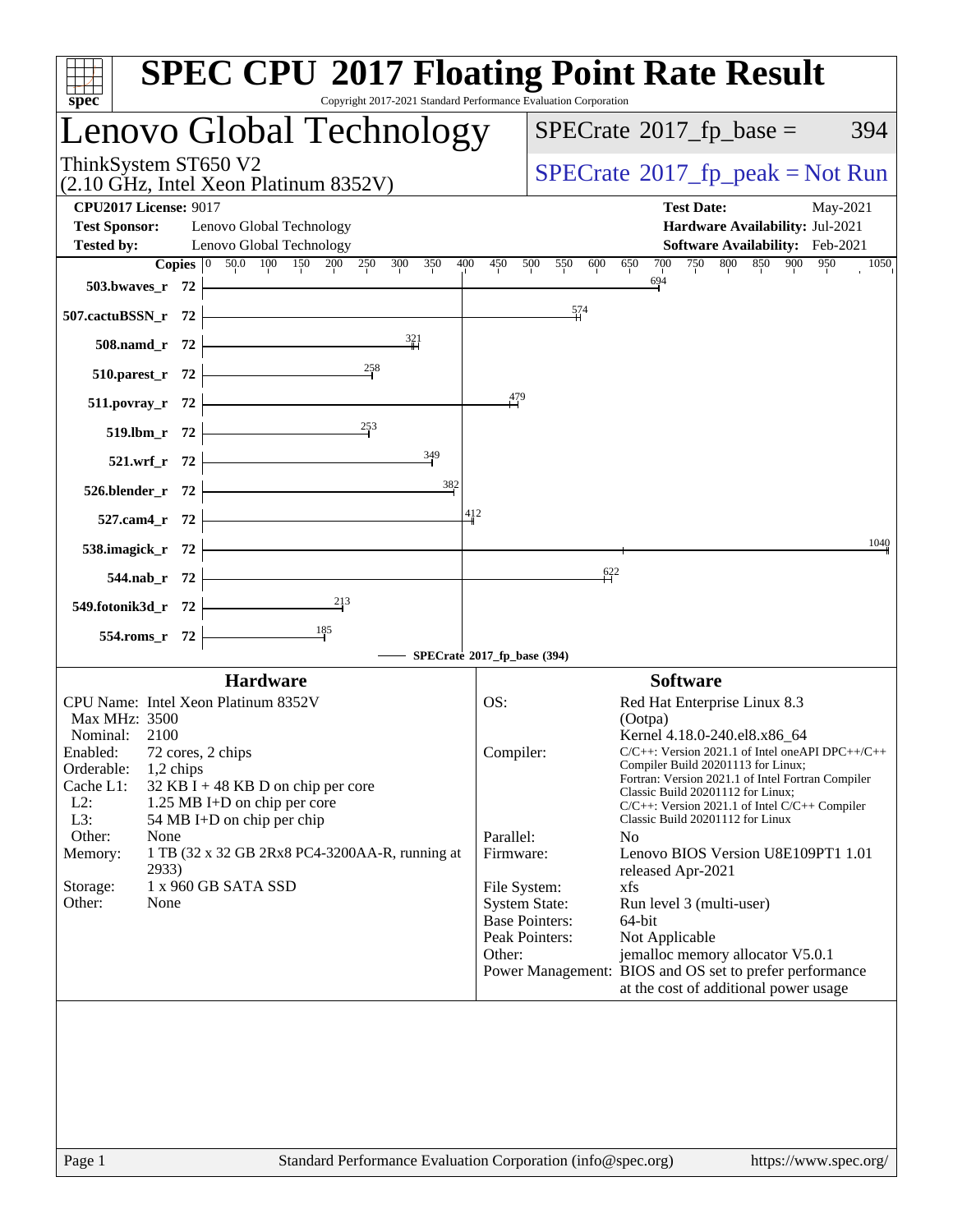# SPEC CPU 2017 Floating Point Rate Result

Copyright 2017-2021 Standard Performance Evaluation Corporation

## Lenovo Global Technology

ThinkSystem ST650 V2
(2.10 GHz, Intel Xeon Platinum 8352V)

SPECrate 2017_fp_base = 394

SPECrate 2017_fp_peak = Not Run

**CPU2017 License:** 9017
**Test Sponsor:** Lenovo Global Technology
**Tested by:** Lenovo Global Technology

**Test Date:** May-2021
**Hardware Availability:** Jul-2021
**Software Availability:** Feb-2021

| Benchmark | Copies | SPECrate 2017_fp_base |
|---|---|---|
| 503.bwaves_r | 72 | 694 |
| 507.cactuBSSN_r | 72 | 574 |
| 508.namd_r | 72 | 321 |
| 510.parest_r | 72 | 258 |
| 511.povray_r | 72 | 479 |
| 519.lbm_r | 72 | 253 |
| 521.wrf_r | 72 | 349 |
| 526.blender_r | 72 | 382 |
| 527.cam4_r | 72 | 412 |
| 538.imagick_r | 72 | 1040 |
| 544.nab_r | 72 | 622 |
| 549.fotonik3d_r | 72 | 213 |
| 554.roms_r | 72 | 185 |

SPECrate 2017_fp_base (394)

### Hardware

| | |
|---|---|
| CPU Name: | Intel Xeon Platinum 8352V |
| Max MHz: | 3500 |
| Nominal: | 2100 |
| Enabled: | 72 cores, 2 chips |
| Orderable: | 1,2 chips |
| Cache L1: | 32 KB I + 48 KB D on chip per core |
| L2: | 1.25 MB I+D on chip per core |
| L3: | 54 MB I+D on chip per chip |
| Other: | None |
| Memory: | 1 TB (32 x 32 GB 2Rx8 PC4-3200AA-R, running at 2933) |
| Storage: | 1 x 960 GB SATA SSD |
| Other: | None |

### Software

| | |
|---|---|
| OS: | Red Hat Enterprise Linux 8.3 (Ootpa) Kernel 4.18.0-240.el8.x86_64 |
| Compiler: | C/C++: Version 2021.1 of Intel oneAPI DPC++/C++ Compiler Build 20201113 for Linux; Fortran: Version 2021.1 of Intel Fortran Compiler Classic Build 20201112 for Linux; C/C++: Version 2021.1 of Intel C/C++ Compiler Classic Build 20201112 for Linux |
| Parallel: | No |
| Firmware: | Lenovo BIOS Version U8E109PT1 1.01 released Apr-2021 |
| File System: | xfs |
| System State: | Run level 3 (multi-user) |
| Base Pointers: | 64-bit |
| Peak Pointers: | Not Applicable |
| Other: | jemalloc memory allocator V5.0.1 |
| Power Management: | BIOS and OS set to prefer performance at the cost of additional power usage |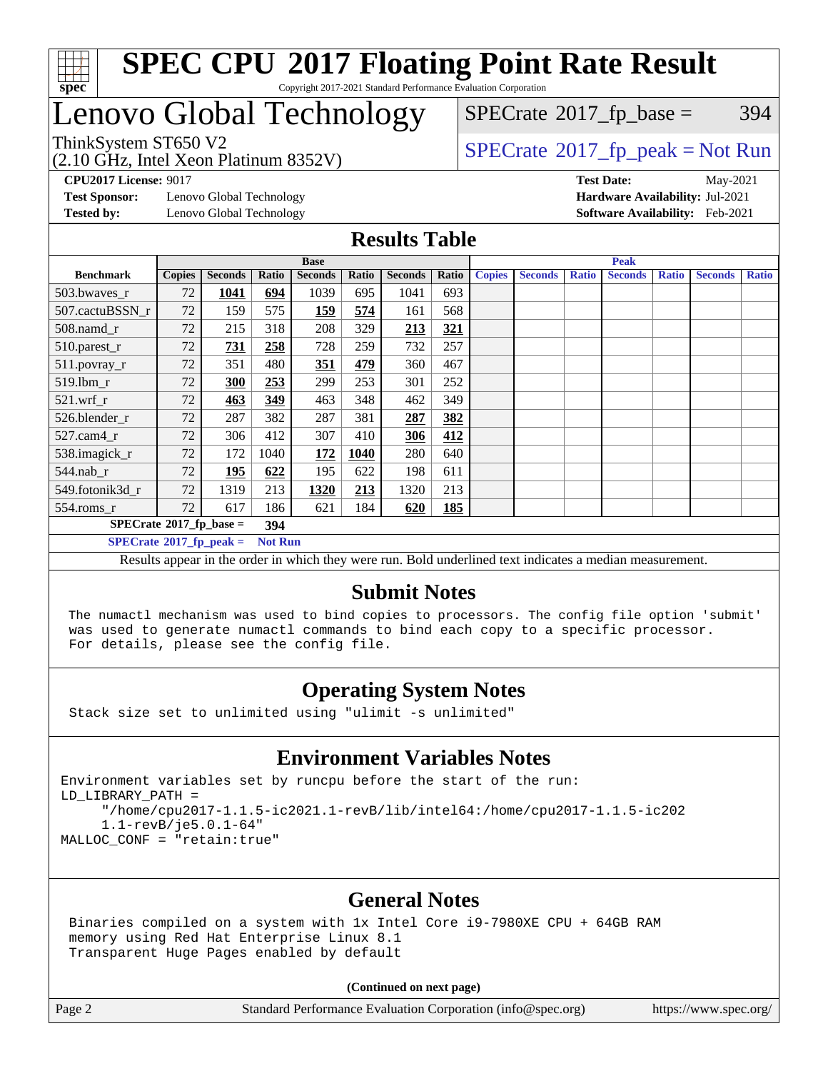# SPEC CPU 2017 Floating Point Rate Result

Copyright 2017-2021 Standard Performance Evaluation Corporation

# Lenovo Global Technology

ThinkSystem ST650 V2
(2.10 GHz, Intel Xeon Platinum 8352V)

SPECrate 2017_fp_base = 394

SPECrate 2017_fp_peak = Not Run

**CPU2017 License:** 9017
**Test Sponsor:** Lenovo Global Technology
**Tested by:** Lenovo Global Technology

**Test Date:** May-2021
**Hardware Availability:** Jul-2021
**Software Availability:** Feb-2021

## Results Table

| Benchmark | Base | | | | | | | Peak | | | | | | |
|---|---|---|---|---|---|---|---|---|---|---|---|---|---|---|
| | Copies | Seconds | Ratio | Seconds | Ratio | Seconds | Ratio | Copies | Seconds | Ratio | Seconds | Ratio | Seconds | Ratio |
| 503.bwaves_r | 72 | **1041** | **694** | 1039 | 695 | 1041 | 693 | | | | | | | |
| 507.cactuBSSN_r | 72 | 159 | 575 | **159** | **574** | 161 | 568 | | | | | | | |
| 508.namd_r | 72 | 215 | 318 | 208 | 329 | **213** | **321** | | | | | | | |
| 510.parest_r | 72 | **731** | **258** | 728 | 259 | 732 | 257 | | | | | | | |
| 511.povray_r | 72 | 351 | 480 | **351** | **479** | 360 | 467 | | | | | | | |
| 519.lbm_r | 72 | **300** | **253** | 299 | 253 | 301 | 252 | | | | | | | |
| 521.wrf_r | 72 | **463** | **349** | 463 | 348 | 462 | 349 | | | | | | | |
| 526.blender_r | 72 | 287 | 382 | 287 | 381 | **287** | **382** | | | | | | | |
| 527.cam4_r | 72 | 306 | 412 | 307 | 410 | **306** | **412** | | | | | | | |
| 538.imagick_r | 72 | 172 | 1040 | **172** | **1040** | 280 | 640 | | | | | | | |
| 544.nab_r | 72 | **195** | **622** | 195 | 622 | 198 | 611 | | | | | | | |
| 549.fotonik3d_r | 72 | 1319 | 213 | **1320** | **213** | 1320 | 213 | | | | | | | |
| 554.roms_r | 72 | 617 | 186 | 621 | 184 | **620** | **185** | | | | | | | |

**SPECrate 2017_fp_base = 394**

**SPECrate 2017_fp_peak = Not Run**

Results appear in the order in which they were run. Bold underlined text indicates a median measurement.

## Submit Notes

The numactl mechanism was used to bind copies to processors. The config file option 'submit' was used to generate numactl commands to bind each copy to a specific processor. For details, please see the config file.

## Operating System Notes

Stack size set to unlimited using "ulimit -s unlimited"

## Environment Variables Notes

```
Environment variables set by runcpu before the start of the run:
LD_LIBRARY_PATH =
     "/home/cpu2017-1.1.5-ic2021.1-revB/lib/intel64:/home/cpu2017-1.1.5-ic202
     1.1-revB/je5.0.1-64"
MALLOC_CONF = "retain:true"
```

## General Notes

Binaries compiled on a system with 1x Intel Core i9-7980XE CPU + 64GB RAM memory using Red Hat Enterprise Linux 8.1
Transparent Huge Pages enabled by default

**(Continued on next page)**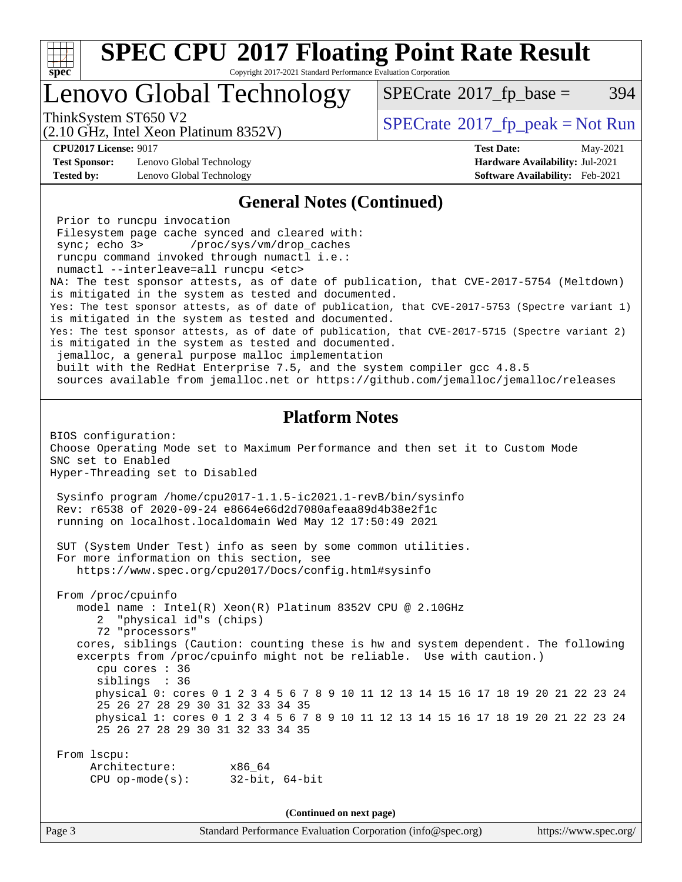# SPEC CPU 2017 Floating Point Rate Result

Copyright 2017-2021 Standard Performance Evaluation Corporation

## Lenovo Global Technology

ThinkSystem ST650 V2
(2.10 GHz, Intel Xeon Platinum 8352V)

SPECrate 2017_fp_base = 394

SPECrate 2017_fp_peak = Not Run

**CPU2017 License:** 9017
**Test Sponsor:** Lenovo Global Technology
**Tested by:** Lenovo Global Technology

**Test Date:** May-2021
**Hardware Availability:** Jul-2021
**Software Availability:** Feb-2021

### General Notes (Continued)

```
 Prior to runcpu invocation
 Filesystem page cache synced and cleared with:
 sync; echo 3>       /proc/sys/vm/drop_caches
 runcpu command invoked through numactl i.e.:
 numactl --interleave=all runcpu <etc>
NA: The test sponsor attests, as of date of publication, that CVE-2017-5754 (Meltdown)
is mitigated in the system as tested and documented.
Yes: The test sponsor attests, as of date of publication, that CVE-2017-5753 (Spectre variant 1)
is mitigated in the system as tested and documented.
Yes: The test sponsor attests, as of date of publication, that CVE-2017-5715 (Spectre variant 2)
is mitigated in the system as tested and documented.
 jemalloc, a general purpose malloc implementation
 built with the RedHat Enterprise 7.5, and the system compiler gcc 4.8.5
 sources available from jemalloc.net or https://github.com/jemalloc/jemalloc/releases
```

### Platform Notes

```
BIOS configuration:
Choose Operating Mode set to Maximum Performance and then set it to Custom Mode
SNC set to Enabled
Hyper-Threading set to Disabled

 Sysinfo program /home/cpu2017-1.1.5-ic2021.1-revB/bin/sysinfo
 Rev: r6538 of 2020-09-24 e8664e66d2d7080afeaa89d4b38e2f1c
 running on localhost.localdomain Wed May 12 17:50:49 2021

 SUT (System Under Test) info as seen by some common utilities.
 For more information on this section, see
    https://www.spec.org/cpu2017/Docs/config.html#sysinfo

 From /proc/cpuinfo
    model name : Intel(R) Xeon(R) Platinum 8352V CPU @ 2.10GHz
       2  "physical id"s (chips)
       72 "processors"
    cores, siblings (Caution: counting these is hw and system dependent. The following
    excerpts from /proc/cpuinfo might not be reliable.  Use with caution.)
       cpu cores : 36
       siblings  : 36
       physical 0: cores 0 1 2 3 4 5 6 7 8 9 10 11 12 13 14 15 16 17 18 19 20 21 22 23 24
       25 26 27 28 29 30 31 32 33 34 35
       physical 1: cores 0 1 2 3 4 5 6 7 8 9 10 11 12 13 14 15 16 17 18 19 20 21 22 23 24
       25 26 27 28 29 30 31 32 33 34 35

 From lscpu:
      Architecture:        x86_64
      CPU op-mode(s):      32-bit, 64-bit
```

(Continued on next page)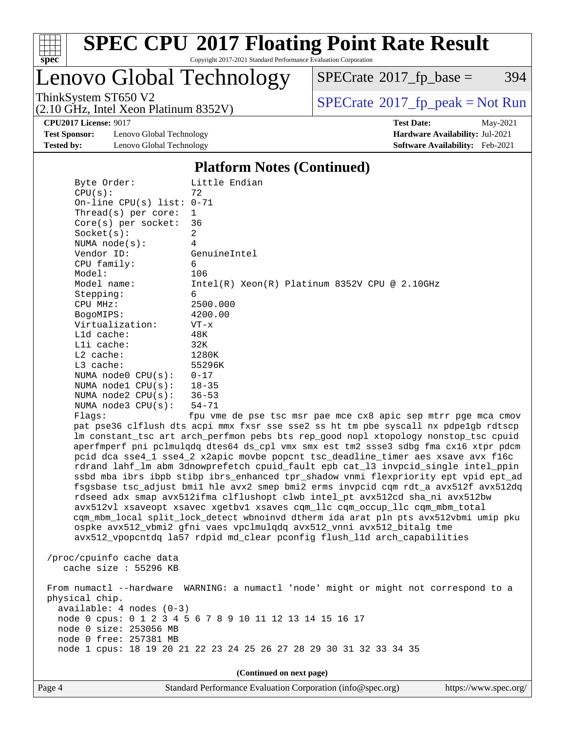## Platform Notes (Continued)

```
Byte Order:          Little Endian
CPU(s):              72
On-line CPU(s) list: 0-71
Thread(s) per core:  1
Core(s) per socket:  36
Socket(s):           2
NUMA node(s):        4
Vendor ID:           GenuineIntel
CPU family:          6
Model:               106
Model name:          Intel(R) Xeon(R) Platinum 8352V CPU @ 2.10GHz
Stepping:            6
CPU MHz:             2500.000
BogoMIPS:            4200.00
Virtualization:      VT-x
L1d cache:           48K
L1i cache:           32K
L2 cache:            1280K
L3 cache:            55296K
NUMA node0 CPU(s):   0-17
NUMA node1 CPU(s):   18-35
NUMA node2 CPU(s):   36-53
NUMA node3 CPU(s):   54-71
Flags:               fpu vme de pse tsc msr pae mce cx8 apic sep mtrr pge mca cmov
pat pse36 clflush dts acpi mmx fxsr sse sse2 ss ht tm pbe syscall nx pdpe1gb rdtscp
lm constant_tsc art arch_perfmon pebs bts rep_good nopl xtopology nonstop_tsc cpuid
aperfmperf pni pclmulqdq dtes64 ds_cpl vmx smx est tm2 ssse3 sdbg fma cx16 xtpr pdcm
pcid dca sse4_1 sse4_2 x2apic movbe popcnt tsc_deadline_timer aes xsave avx f16c
rdrand lahf_lm abm 3dnowprefetch cpuid_fault epb cat_l3 invpcid_single intel_ppin
ssbd mba ibrs ibpb stibp ibrs_enhanced tpr_shadow vnmi flexpriority ept vpid ept_ad
fsgsbase tsc_adjust bmi1 hle avx2 smep bmi2 erms invpcid cqm rdt_a avx512f avx512dq
rdseed adx smap avx512ifma clflushopt clwb intel_pt avx512cd sha_ni avx512bw
avx512vl xsaveopt xsavec xgetbv1 xsaves cqm_llc cqm_occup_llc cqm_mbm_total
cqm_mbm_local split_lock_detect wbnoinvd dtherm ida arat pln pts avx512vbmi umip pku
ospke avx512_vbmi2 gfni vaes vpclmulqdq avx512_vnni avx512_bitalg tme
avx512_vpopcntdq la57 rdpid md_clear pconfig flush_l1d arch_capabilities

/proc/cpuinfo cache data
   cache size : 55296 KB

From numactl --hardware  WARNING: a numactl 'node' might or might not correspond to a
physical chip.
  available: 4 nodes (0-3)
  node 0 cpus: 0 1 2 3 4 5 6 7 8 9 10 11 12 13 14 15 16 17
  node 0 size: 253056 MB
  node 0 free: 257381 MB
  node 1 cpus: 18 19 20 21 22 23 24 25 26 27 28 29 30 31 32 33 34 35
```

(Continued on next page)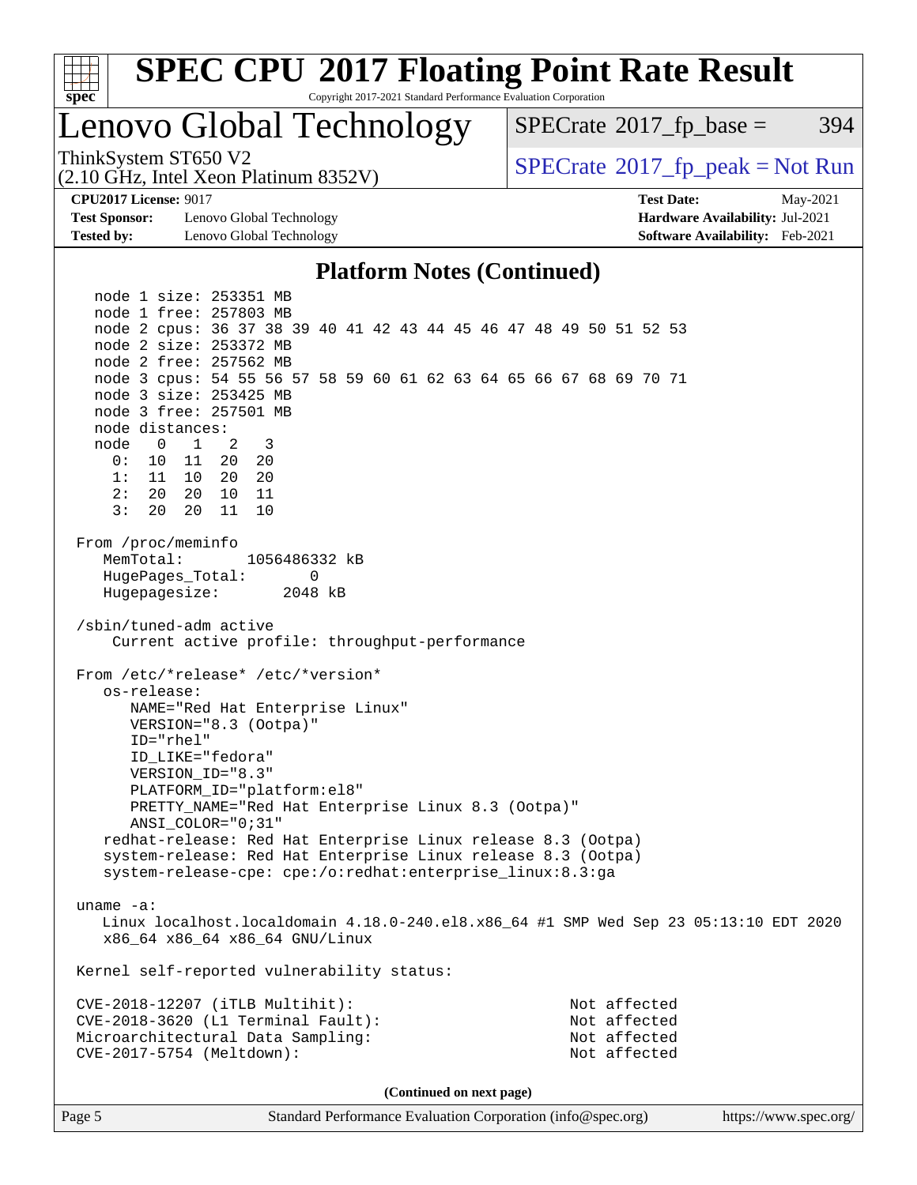## Platform Notes (Continued)

```
  node 1 size: 253351 MB
  node 1 free: 257803 MB
  node 2 cpus: 36 37 38 39 40 41 42 43 44 45 46 47 48 49 50 51 52 53
  node 2 size: 253372 MB
  node 2 free: 257562 MB
  node 3 cpus: 54 55 56 57 58 59 60 61 62 63 64 65 66 67 68 69 70 71
  node 3 size: 253425 MB
  node 3 free: 257501 MB
  node distances:
  node   0   1   2   3
    0:  10  11  20  20
    1:  11  10  20  20
    2:  20  20  10  11
    3:  20  20  11  10

From /proc/meminfo
   MemTotal:       1056486332 kB
   HugePages_Total:       0
   Hugepagesize:       2048 kB

/sbin/tuned-adm active
    Current active profile: throughput-performance

From /etc/*release* /etc/*version*
   os-release:
      NAME="Red Hat Enterprise Linux"
      VERSION="8.3 (Ootpa)"
      ID="rhel"
      ID_LIKE="fedora"
      VERSION_ID="8.3"
      PLATFORM_ID="platform:el8"
      PRETTY_NAME="Red Hat Enterprise Linux 8.3 (Ootpa)"
      ANSI_COLOR="0;31"
   redhat-release: Red Hat Enterprise Linux release 8.3 (Ootpa)
   system-release: Red Hat Enterprise Linux release 8.3 (Ootpa)
   system-release-cpe: cpe:/o:redhat:enterprise_linux:8.3:ga

uname -a:
   Linux localhost.localdomain 4.18.0-240.el8.x86_64 #1 SMP Wed Sep 23 05:13:10 EDT 2020
   x86_64 x86_64 x86_64 GNU/Linux

Kernel self-reported vulnerability status:

CVE-2018-12207 (iTLB Multihit):                              Not affected
CVE-2018-3620 (L1 Terminal Fault):                           Not affected
Microarchitectural Data Sampling:                            Not affected
CVE-2017-5754 (Meltdown):                                    Not affected
```

(Continued on next page)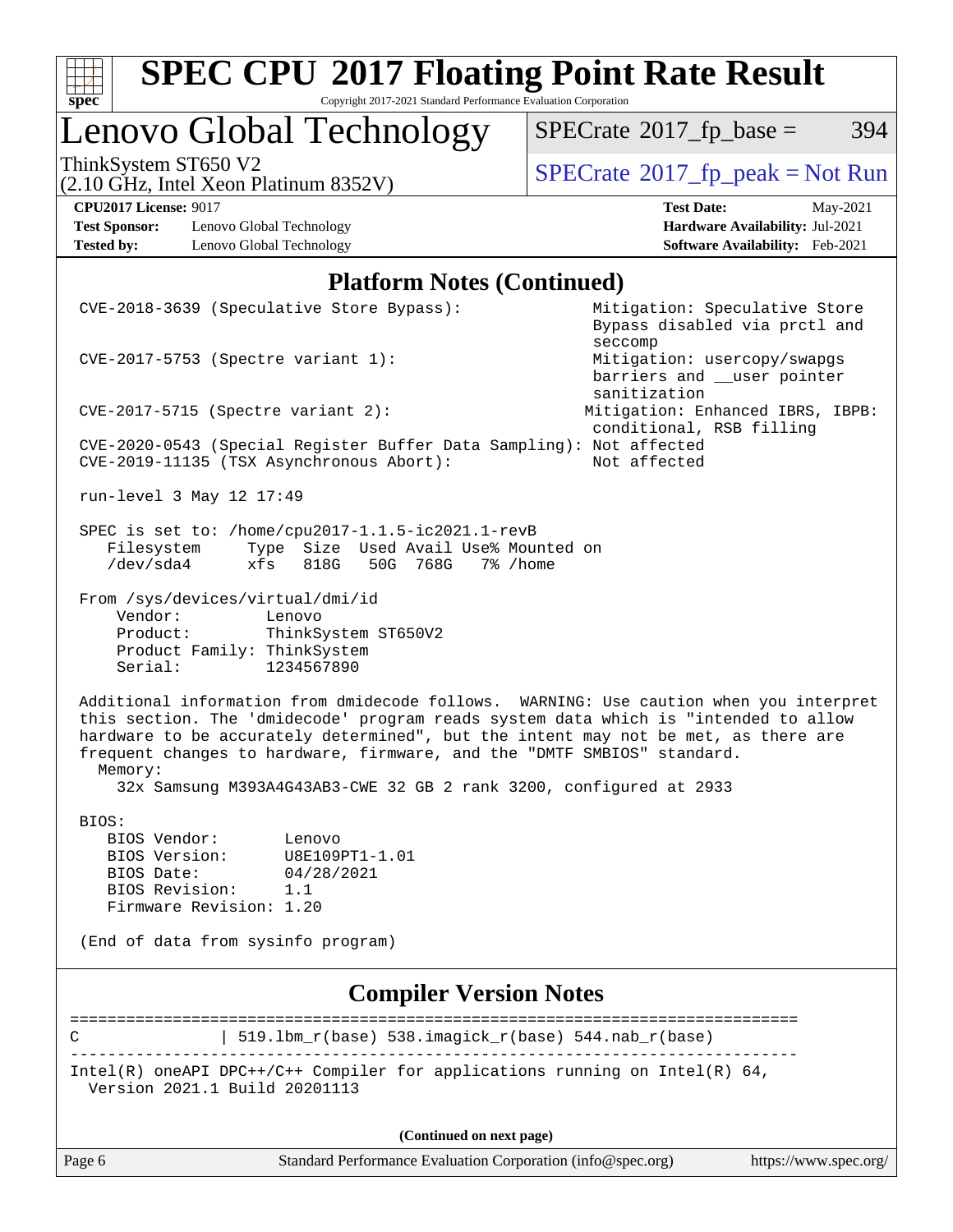# SPEC CPU 2017 Floating Point Rate Result

Copyright 2017-2021 Standard Performance Evaluation Corporation

## Lenovo Global Technology

ThinkSystem ST650 V2
(2.10 GHz, Intel Xeon Platinum 8352V)

SPECrate 2017_fp_base = 394

SPECrate 2017_fp_peak = Not Run

**CPU2017 License:** 9017
**Test Sponsor:** Lenovo Global Technology
**Tested by:** Lenovo Global Technology

**Test Date:** May-2021
**Hardware Availability:** Jul-2021
**Software Availability:** Feb-2021

### Platform Notes (Continued)

```
CVE-2018-3639 (Speculative Store Bypass):                  Mitigation: Speculative Store
                                                            Bypass disabled via prctl and
                                                            seccomp
CVE-2017-5753 (Spectre variant 1):                          Mitigation: usercopy/swapgs
                                                            barriers and __user pointer
                                                            sanitization
CVE-2017-5715 (Spectre variant 2):                         Mitigation: Enhanced IBRS, IBPB:
                                                            conditional, RSB filling
CVE-2020-0543 (Special Register Buffer Data Sampling): Not affected
CVE-2019-11135 (TSX Asynchronous Abort):                    Not affected

run-level 3 May 12 17:49

SPEC is set to: /home/cpu2017-1.1.5-ic2021.1-revB
   Filesystem     Type  Size  Used Avail Use% Mounted on
   /dev/sda4      xfs   818G   50G  768G   7% /home

From /sys/devices/virtual/dmi/id
    Vendor:         Lenovo
    Product:        ThinkSystem ST650V2
    Product Family: ThinkSystem
    Serial:         1234567890

Additional information from dmidecode follows.  WARNING: Use caution when you interpret
this section. The 'dmidecode' program reads system data which is "intended to allow
hardware to be accurately determined", but the intent may not be met, as there are
frequent changes to hardware, firmware, and the "DMTF SMBIOS" standard.
  Memory:
    32x Samsung M393A4G43AB3-CWE 32 GB 2 rank 3200, configured at 2933

BIOS:
   BIOS Vendor:       Lenovo
   BIOS Version:      U8E109PT1-1.01
   BIOS Date:         04/28/2021
   BIOS Revision:     1.1
   Firmware Revision: 1.20

(End of data from sysinfo program)
```

### Compiler Version Notes

```
==============================================================================
C              | 519.lbm_r(base) 538.imagick_r(base) 544.nab_r(base)
------------------------------------------------------------------------------
Intel(R) oneAPI DPC++/C++ Compiler for applications running on Intel(R) 64,
  Version 2021.1 Build 20201113
```

**(Continued on next page)**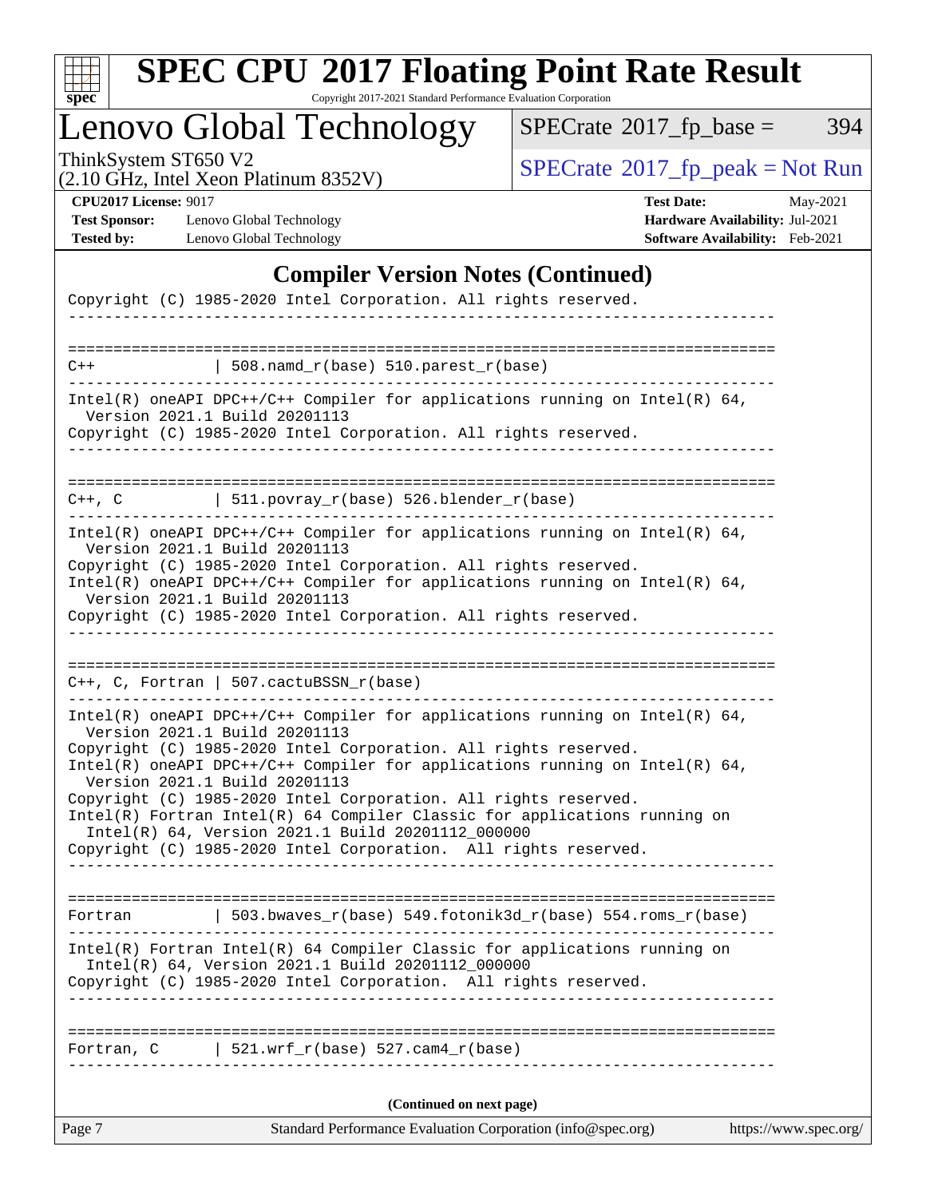# SPEC CPU 2017 Floating Point Rate Result

Copyright 2017-2021 Standard Performance Evaluation Corporation

## Lenovo Global Technology

ThinkSystem ST650 V2
(2.10 GHz, Intel Xeon Platinum 8352V)

SPECrate 2017_fp_base = 394

SPECrate 2017_fp_peak = Not Run

**CPU2017 License:** 9017
**Test Sponsor:** Lenovo Global Technology
**Tested by:** Lenovo Global Technology

**Test Date:** May-2021
**Hardware Availability:** Jul-2021
**Software Availability:** Feb-2021

### Compiler Version Notes (Continued)

```
Copyright (C) 1985-2020 Intel Corporation. All rights reserved.
------------------------------------------------------------------------------

==============================================================================
C++             | 508.namd_r(base) 510.parest_r(base)
------------------------------------------------------------------------------
Intel(R) oneAPI DPC++/C++ Compiler for applications running on Intel(R) 64,
  Version 2021.1 Build 20201113
Copyright (C) 1985-2020 Intel Corporation. All rights reserved.
------------------------------------------------------------------------------

==============================================================================
C++, C          | 511.povray_r(base) 526.blender_r(base)
------------------------------------------------------------------------------
Intel(R) oneAPI DPC++/C++ Compiler for applications running on Intel(R) 64,
  Version 2021.1 Build 20201113
Copyright (C) 1985-2020 Intel Corporation. All rights reserved.
Intel(R) oneAPI DPC++/C++ Compiler for applications running on Intel(R) 64,
  Version 2021.1 Build 20201113
Copyright (C) 1985-2020 Intel Corporation. All rights reserved.
------------------------------------------------------------------------------

==============================================================================
C++, C, Fortran | 507.cactuBSSN_r(base)
------------------------------------------------------------------------------
Intel(R) oneAPI DPC++/C++ Compiler for applications running on Intel(R) 64,
  Version 2021.1 Build 20201113
Copyright (C) 1985-2020 Intel Corporation. All rights reserved.
Intel(R) oneAPI DPC++/C++ Compiler for applications running on Intel(R) 64,
  Version 2021.1 Build 20201113
Copyright (C) 1985-2020 Intel Corporation. All rights reserved.
Intel(R) Fortran Intel(R) 64 Compiler Classic for applications running on
  Intel(R) 64, Version 2021.1 Build 20201112_000000
Copyright (C) 1985-2020 Intel Corporation.  All rights reserved.
------------------------------------------------------------------------------

==============================================================================
Fortran         | 503.bwaves_r(base) 549.fotonik3d_r(base) 554.roms_r(base)
------------------------------------------------------------------------------
Intel(R) Fortran Intel(R) 64 Compiler Classic for applications running on
  Intel(R) 64, Version 2021.1 Build 20201112_000000
Copyright (C) 1985-2020 Intel Corporation.  All rights reserved.
------------------------------------------------------------------------------

==============================================================================
Fortran, C      | 521.wrf_r(base) 527.cam4_r(base)
------------------------------------------------------------------------------
```

**(Continued on next page)**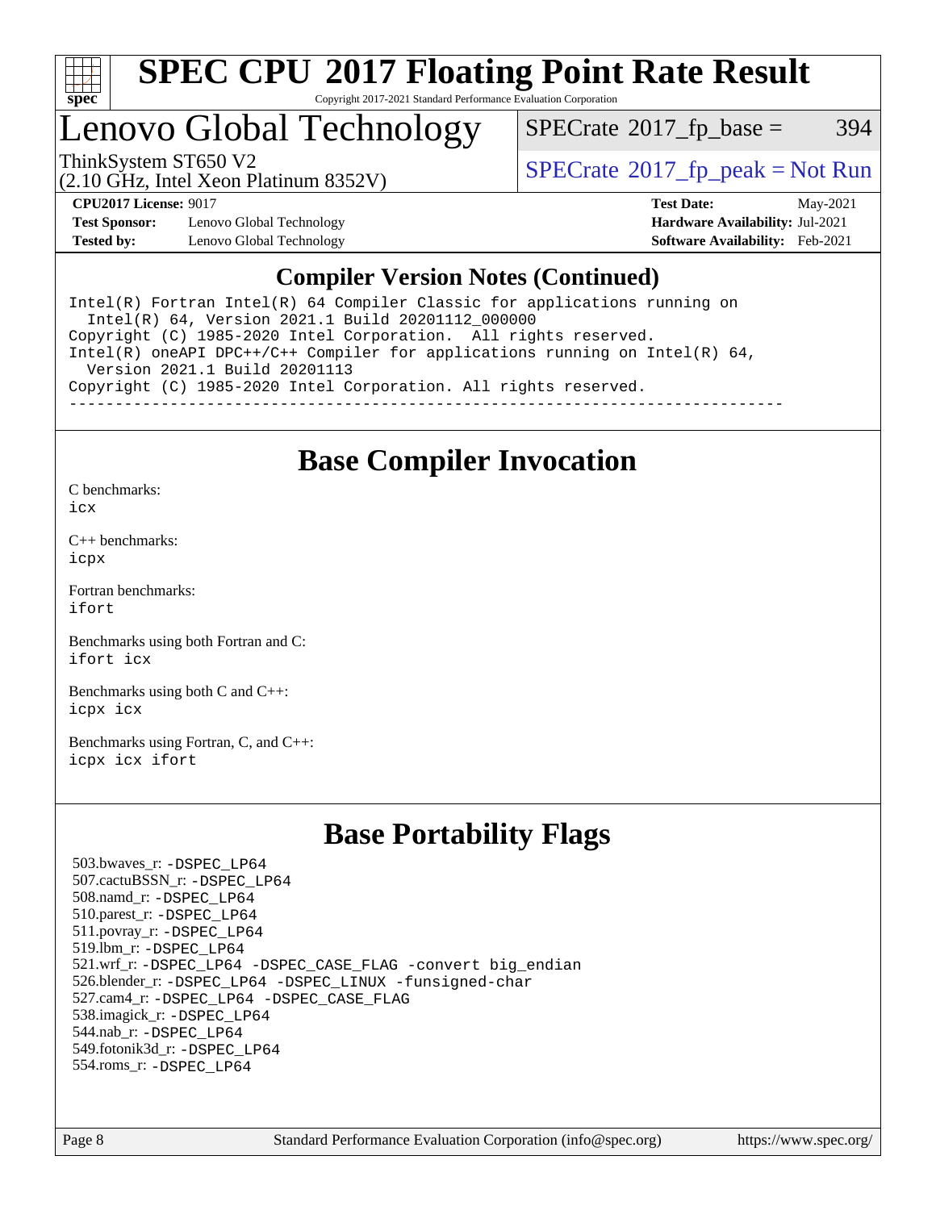# SPEC CPU 2017 Floating Point Rate Result

Copyright 2017-2021 Standard Performance Evaluation Corporation

## Lenovo Global Technology

ThinkSystem ST650 V2
(2.10 GHz, Intel Xeon Platinum 8352V)

SPECrate 2017_fp_base = 394

SPECrate 2017_fp_peak = Not Run

**CPU2017 License:** 9017
**Test Sponsor:** Lenovo Global Technology
**Tested by:** Lenovo Global Technology

**Test Date:** May-2021
**Hardware Availability:** Jul-2021
**Software Availability:** Feb-2021

### Compiler Version Notes (Continued)

```
Intel(R) Fortran Intel(R) 64 Compiler Classic for applications running on
  Intel(R) 64, Version 2021.1 Build 20201112_000000
Copyright (C) 1985-2020 Intel Corporation.  All rights reserved.
Intel(R) oneAPI DPC++/C++ Compiler for applications running on Intel(R) 64,
  Version 2021.1 Build 20201113
Copyright (C) 1985-2020 Intel Corporation. All rights reserved.
------------------------------------------------------------------------------
```

## Base Compiler Invocation

C benchmarks:
icx

C++ benchmarks:
icpx

Fortran benchmarks:
ifort

Benchmarks using both Fortran and C:
ifort icx

Benchmarks using both C and C++:
icpx icx

Benchmarks using Fortran, C, and C++:
icpx icx ifort

## Base Portability Flags

503.bwaves_r: -DSPEC_LP64
507.cactuBSSN_r: -DSPEC_LP64
508.namd_r: -DSPEC_LP64
510.parest_r: -DSPEC_LP64
511.povray_r: -DSPEC_LP64
519.lbm_r: -DSPEC_LP64
521.wrf_r: -DSPEC_LP64 -DSPEC_CASE_FLAG -convert big_endian
526.blender_r: -DSPEC_LP64 -DSPEC_LINUX -funsigned-char
527.cam4_r: -DSPEC_LP64 -DSPEC_CASE_FLAG
538.imagick_r: -DSPEC_LP64
544.nab_r: -DSPEC_LP64
549.fotonik3d_r: -DSPEC_LP64
554.roms_r: -DSPEC_LP64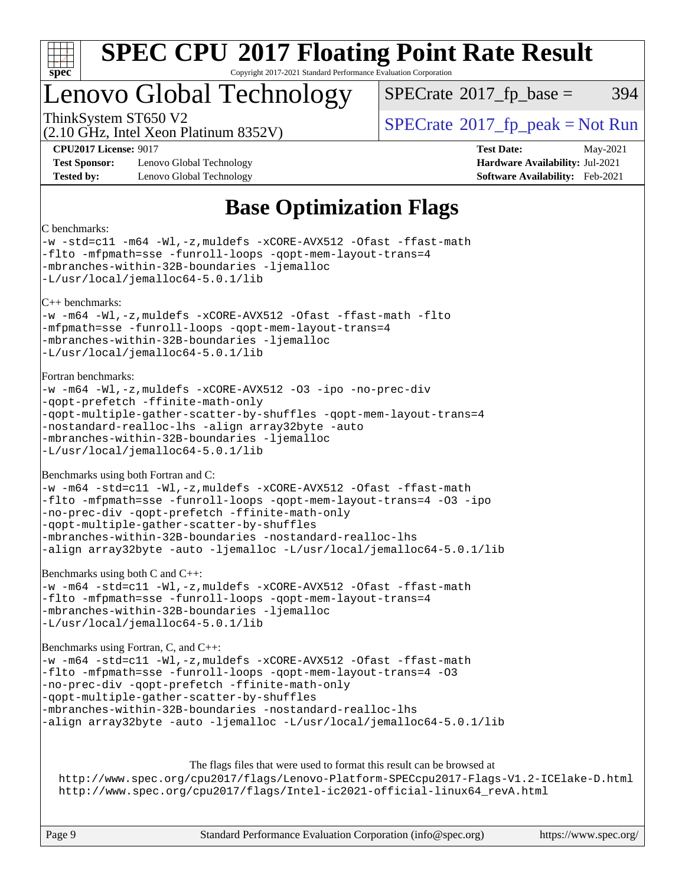# Base Optimization Flags

C benchmarks:

```
-w -std=c11 -m64 -Wl,-z,muldefs -xCORE-AVX512 -Ofast -ffast-math
-flto -mfpmath=sse -funroll-loops -qopt-mem-layout-trans=4
-mbranches-within-32B-boundaries -ljemalloc
-L/usr/local/jemalloc64-5.0.1/lib
```

C++ benchmarks:

```
-w -m64 -Wl,-z,muldefs -xCORE-AVX512 -Ofast -ffast-math -flto
-mfpmath=sse -funroll-loops -qopt-mem-layout-trans=4
-mbranches-within-32B-boundaries -ljemalloc
-L/usr/local/jemalloc64-5.0.1/lib
```

Fortran benchmarks:

```
-w -m64 -Wl,-z,muldefs -xCORE-AVX512 -O3 -ipo -no-prec-div
-qopt-prefetch -ffinite-math-only
-qopt-multiple-gather-scatter-by-shuffles -qopt-mem-layout-trans=4
-nostandard-realloc-lhs -align array32byte -auto
-mbranches-within-32B-boundaries -ljemalloc
-L/usr/local/jemalloc64-5.0.1/lib
```

Benchmarks using both Fortran and C:

```
-w -m64 -std=c11 -Wl,-z,muldefs -xCORE-AVX512 -Ofast -ffast-math
-flto -mfpmath=sse -funroll-loops -qopt-mem-layout-trans=4 -O3 -ipo
-no-prec-div -qopt-prefetch -ffinite-math-only
-qopt-multiple-gather-scatter-by-shuffles
-mbranches-within-32B-boundaries -nostandard-realloc-lhs
-align array32byte -auto -ljemalloc -L/usr/local/jemalloc64-5.0.1/lib
```

Benchmarks using both C and C++:

```
-w -m64 -std=c11 -Wl,-z,muldefs -xCORE-AVX512 -Ofast -ffast-math
-flto -mfpmath=sse -funroll-loops -qopt-mem-layout-trans=4
-mbranches-within-32B-boundaries -ljemalloc
-L/usr/local/jemalloc64-5.0.1/lib
```

Benchmarks using Fortran, C, and C++:

```
-w -m64 -std=c11 -Wl,-z,muldefs -xCORE-AVX512 -Ofast -ffast-math
-flto -mfpmath=sse -funroll-loops -qopt-mem-layout-trans=4 -O3
-no-prec-div -qopt-prefetch -ffinite-math-only
-qopt-multiple-gather-scatter-by-shuffles
-mbranches-within-32B-boundaries -nostandard-realloc-lhs
-align array32byte -auto -ljemalloc -L/usr/local/jemalloc64-5.0.1/lib
```

The flags files that were used to format this result can be browsed at

http://www.spec.org/cpu2017/flags/Lenovo-Platform-SPECcpu2017-Flags-V1.2-ICElake-D.html
http://www.spec.org/cpu2017/flags/Intel-ic2021-official-linux64_revA.html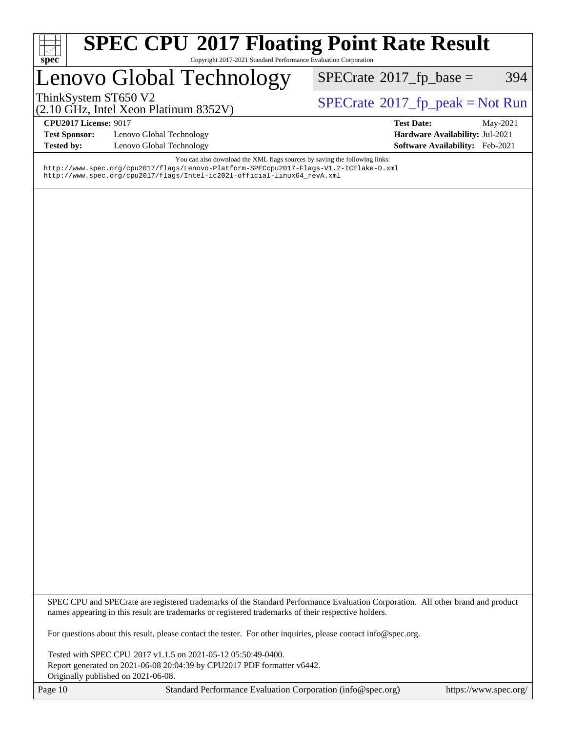# SPEC CPU 2017 Floating Point Rate Result

Copyright 2017-2021 Standard Performance Evaluation Corporation

## Lenovo Global Technology

ThinkSystem ST650 V2
(2.10 GHz, Intel Xeon Platinum 8352V)

SPECrate 2017_fp_base = 394

SPECrate 2017_fp_peak = Not Run

**CPU2017 License:** 9017
**Test Sponsor:** Lenovo Global Technology
**Tested by:** Lenovo Global Technology

**Test Date:** May-2021
**Hardware Availability:** Jul-2021
**Software Availability:** Feb-2021

You can also download the XML flags sources by saving the following links:

http://www.spec.org/cpu2017/flags/Lenovo-Platform-SPECcpu2017-Flags-V1.2-ICElake-D.xml
http://www.spec.org/cpu2017/flags/Intel-ic2021-official-linux64_revA.xml

SPEC CPU and SPECrate are registered trademarks of the Standard Performance Evaluation Corporation. All other brand and product names appearing in this result are trademarks or registered trademarks of their respective holders.

For questions about this result, please contact the tester. For other inquiries, please contact info@spec.org.

Tested with SPEC CPU 2017 v1.1.5 on 2021-05-12 05:50:49-0400.
Report generated on 2021-06-08 20:04:39 by CPU2017 PDF formatter v6442.
Originally published on 2021-06-08.